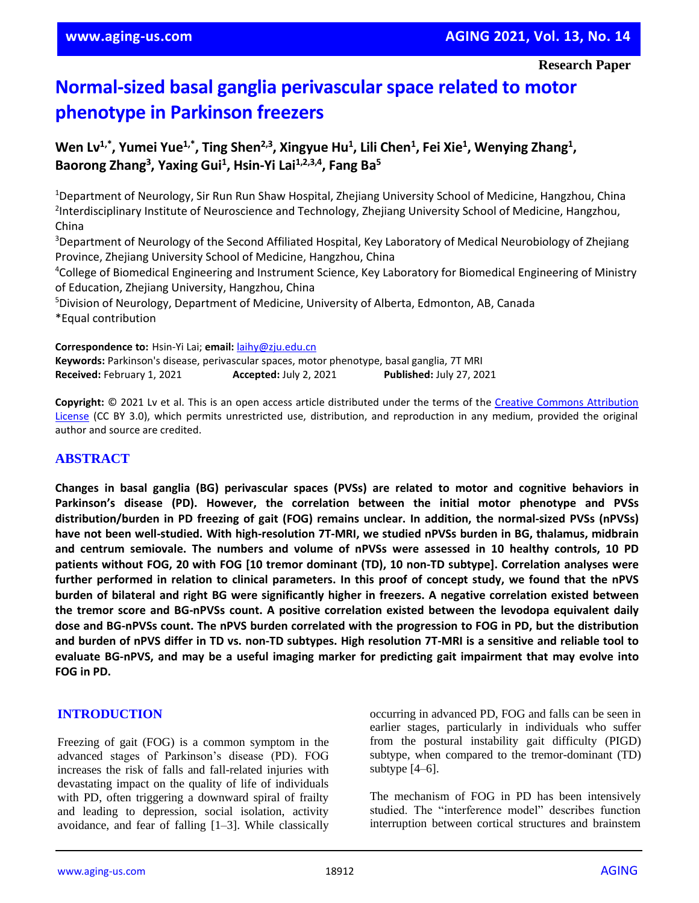Research Paper

# Normal-sized basal ganglia perivascular space related to motor phenotype in Parkinson freezers

**Wen Lv[1,*], Yumei Yue[1,*], Ting Shen[2,3], Xingyue Hu[1], Lili Chen[1], Fei Xie[1], Wenying Zhang[1], Baorong Zhang[3], Yaxing Gui[1], Hsin-Yi Lai[1,2,3,4], Fang Ba[5]**

[1]Department of Neurology, Sir Run Run Shaw Hospital, Zhejiang University School of Medicine, Hangzhou, China
[2]Interdisciplinary Institute of Neuroscience and Technology, Zhejiang University School of Medicine, Hangzhou, China
[3]Department of Neurology of the Second Affiliated Hospital, Key Laboratory of Medical Neurobiology of Zhejiang Province, Zhejiang University School of Medicine, Hangzhou, China
[4]College of Biomedical Engineering and Instrument Science, Key Laboratory for Biomedical Engineering of Ministry of Education, Zhejiang University, Hangzhou, China
[5]Division of Neurology, Department of Medicine, University of Alberta, Edmonton, AB, Canada
*Equal contribution

**Correspondence to:** Hsin-Yi Lai; **email:** laihy@zju.edu.cn
**Keywords:** Parkinson's disease, perivascular spaces, motor phenotype, basal ganglia, 7T MRI
**Received:** February 1, 2021 **Accepted:** July 2, 2021 **Published:** July 27, 2021

**Copyright:** © 2021 Lv et al. This is an open access article distributed under the terms of the Creative Commons Attribution License (CC BY 3.0), which permits unrestricted use, distribution, and reproduction in any medium, provided the original author and source are credited.

## ABSTRACT

**Changes in basal ganglia (BG) perivascular spaces (PVSs) are related to motor and cognitive behaviors in Parkinson's disease (PD). However, the correlation between the initial motor phenotype and PVSs distribution/burden in PD freezing of gait (FOG) remains unclear. In addition, the normal-sized PVSs (nPVSs) have not been well-studied. With high-resolution 7T-MRI, we studied nPVSs burden in BG, thalamus, midbrain and centrum semiovale. The numbers and volume of nPVSs were assessed in 10 healthy controls, 10 PD patients without FOG, 20 with FOG [10 tremor dominant (TD), 10 non-TD subtype]. Correlation analyses were further performed in relation to clinical parameters. In this proof of concept study, we found that the nPVS burden of bilateral and right BG were significantly higher in freezers. A negative correlation existed between the tremor score and BG-nPVSs count. A positive correlation existed between the levodopa equivalent daily dose and BG-nPVSs count. The nPVS burden correlated with the progression to FOG in PD, but the distribution and burden of nPVS differ in TD vs. non-TD subtypes. High resolution 7T-MRI is a sensitive and reliable tool to evaluate BG-nPVS, and may be a useful imaging marker for predicting gait impairment that may evolve into FOG in PD.**

## INTRODUCTION

Freezing of gait (FOG) is a common symptom in the advanced stages of Parkinson's disease (PD). FOG increases the risk of falls and fall-related injuries with devastating impact on the quality of life of individuals with PD, often triggering a downward spiral of frailty and leading to depression, social isolation, activity avoidance, and fear of falling [1–3]. While classically occurring in advanced PD, FOG and falls can be seen in earlier stages, particularly in individuals who suffer from the postural instability gait difficulty (PIGD) subtype, when compared to the tremor-dominant (TD) subtype [4–6].

The mechanism of FOG in PD has been intensively studied. The "interference model" describes function interruption between cortical structures and brainstem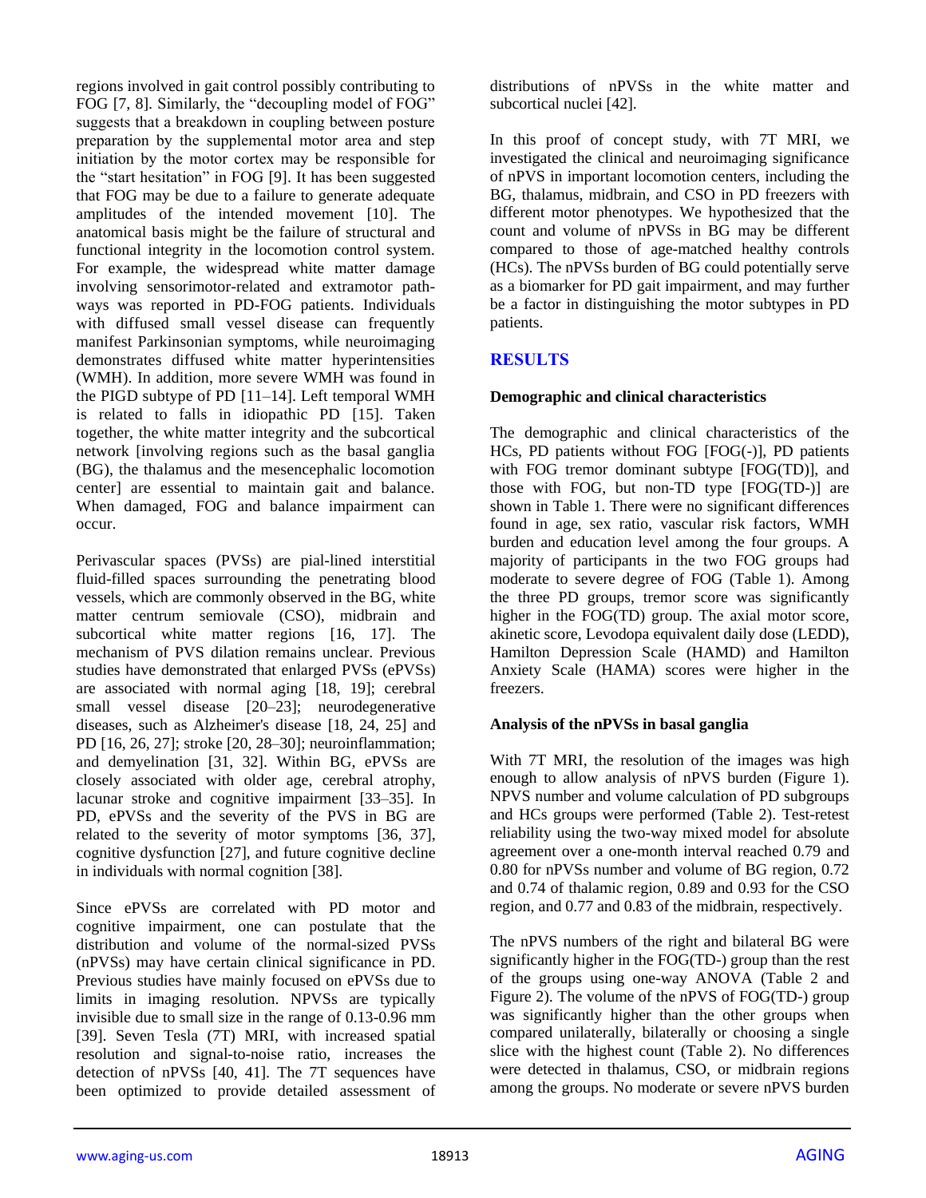regions involved in gait control possibly contributing to FOG [7, 8]. Similarly, the "decoupling model of FOG" suggests that a breakdown in coupling between posture preparation by the supplemental motor area and step initiation by the motor cortex may be responsible for the "start hesitation" in FOG [9]. It has been suggested that FOG may be due to a failure to generate adequate amplitudes of the intended movement [10]. The anatomical basis might be the failure of structural and functional integrity in the locomotion control system. For example, the widespread white matter damage involving sensorimotor-related and extramotor pathways was reported in PD-FOG patients. Individuals with diffused small vessel disease can frequently manifest Parkinsonian symptoms, while neuroimaging demonstrates diffused white matter hyperintensities (WMH). In addition, more severe WMH was found in the PIGD subtype of PD [11–14]. Left temporal WMH is related to falls in idiopathic PD [15]. Taken together, the white matter integrity and the subcortical network [involving regions such as the basal ganglia (BG), the thalamus and the mesencephalic locomotion center] are essential to maintain gait and balance. When damaged, FOG and balance impairment can occur.

Perivascular spaces (PVSs) are pial-lined interstitial fluid-filled spaces surrounding the penetrating blood vessels, which are commonly observed in the BG, white matter centrum semiovale (CSO), midbrain and subcortical white matter regions [16, 17]. The mechanism of PVS dilation remains unclear. Previous studies have demonstrated that enlarged PVSs (ePVSs) are associated with normal aging [18, 19]; cerebral small vessel disease [20–23]; neurodegenerative diseases, such as Alzheimer's disease [18, 24, 25] and PD [16, 26, 27]; stroke [20, 28–30]; neuroinflammation; and demyelination [31, 32]. Within BG, ePVSs are closely associated with older age, cerebral atrophy, lacunar stroke and cognitive impairment [33–35]. In PD, ePVSs and the severity of the PVS in BG are related to the severity of motor symptoms [36, 37], cognitive dysfunction [27], and future cognitive decline in individuals with normal cognition [38].

Since ePVSs are correlated with PD motor and cognitive impairment, one can postulate that the distribution and volume of the normal-sized PVSs (nPVSs) may have certain clinical significance in PD. Previous studies have mainly focused on ePVSs due to limits in imaging resolution. NPVSs are typically invisible due to small size in the range of 0.13-0.96 mm [39]. Seven Tesla (7T) MRI, with increased spatial resolution and signal-to-noise ratio, increases the detection of nPVSs [40, 41]. The 7T sequences have been optimized to provide detailed assessment of distributions of nPVSs in the white matter and subcortical nuclei [42].

In this proof of concept study, with 7T MRI, we investigated the clinical and neuroimaging significance of nPVS in important locomotion centers, including the BG, thalamus, midbrain, and CSO in PD freezers with different motor phenotypes. We hypothesized that the count and volume of nPVSs in BG may be different compared to those of age-matched healthy controls (HCs). The nPVSs burden of BG could potentially serve as a biomarker for PD gait impairment, and may further be a factor in distinguishing the motor subtypes in PD patients.

## RESULTS

### Demographic and clinical characteristics

The demographic and clinical characteristics of the HCs, PD patients without FOG [FOG(-)], PD patients with FOG tremor dominant subtype [FOG(TD)], and those with FOG, but non-TD type [FOG(TD-)] are shown in Table 1. There were no significant differences found in age, sex ratio, vascular risk factors, WMH burden and education level among the four groups. A majority of participants in the two FOG groups had moderate to severe degree of FOG (Table 1). Among the three PD groups, tremor score was significantly higher in the FOG(TD) group. The axial motor score, akinetic score, Levodopa equivalent daily dose (LEDD), Hamilton Depression Scale (HAMD) and Hamilton Anxiety Scale (HAMA) scores were higher in the freezers.

### Analysis of the nPVSs in basal ganglia

With 7T MRI, the resolution of the images was high enough to allow analysis of nPVS burden (Figure 1). NPVS number and volume calculation of PD subgroups and HCs groups were performed (Table 2). Test-retest reliability using the two-way mixed model for absolute agreement over a one-month interval reached 0.79 and 0.80 for nPVSs number and volume of BG region, 0.72 and 0.74 of thalamic region, 0.89 and 0.93 for the CSO region, and 0.77 and 0.83 of the midbrain, respectively.

The nPVS numbers of the right and bilateral BG were significantly higher in the FOG(TD-) group than the rest of the groups using one-way ANOVA (Table 2 and Figure 2). The volume of the nPVS of FOG(TD-) group was significantly higher than the other groups when compared unilaterally, bilaterally or choosing a single slice with the highest count (Table 2). No differences were detected in thalamus, CSO, or midbrain regions among the groups. No moderate or severe nPVS burden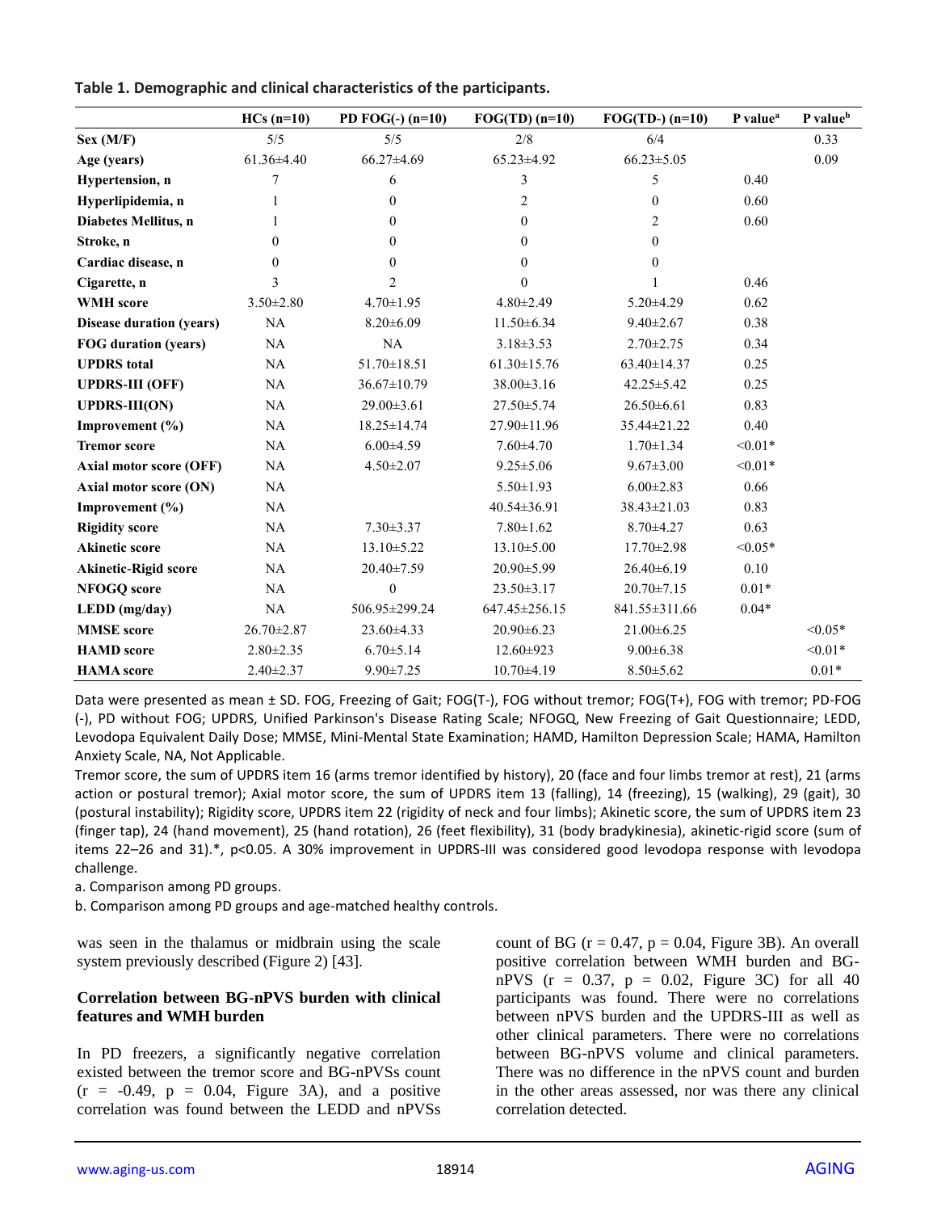**Table 1. Demographic and clinical characteristics of the participants.**

| | HCs (n=10) | PD FOG(-) (n=10) | FOG(TD) (n=10) | FOG(TD-) (n=10) | P value[a] | P value[b] |
|---|---|---|---|---|---|---|
| **Sex (M/F)** | 5/5 | 5/5 | 2/8 | 6/4 | | 0.33 |
| **Age (years)** | 61.36±4.40 | 66.27±4.69 | 65.23±4.92 | 66.23±5.05 | | 0.09 |
| **Hypertension, n** | 7 | 6 | 3 | 5 | 0.40 | |
| **Hyperlipidemia, n** | 1 | 0 | 2 | 0 | 0.60 | |
| **Diabetes Mellitus, n** | 1 | 0 | 0 | 2 | 0.60 | |
| **Stroke, n** | 0 | 0 | 0 | 0 | | |
| **Cardiac disease, n** | 0 | 0 | 0 | 0 | | |
| **Cigarette, n** | 3 | 2 | 0 | 1 | 0.46 | |
| **WMH score** | 3.50±2.80 | 4.70±1.95 | 4.80±2.49 | 5.20±4.29 | 0.62 | |
| **Disease duration (years)** | NA | 8.20±6.09 | 11.50±6.34 | 9.40±2.67 | 0.38 | |
| **FOG duration (years)** | NA | NA | 3.18±3.53 | 2.70±2.75 | 0.34 | |
| **UPDRS total** | NA | 51.70±18.51 | 61.30±15.76 | 63.40±14.37 | 0.25 | |
| **UPDRS-III (OFF)** | NA | 36.67±10.79 | 38.00±3.16 | 42.25±5.42 | 0.25 | |
| **UPDRS-III(ON)** | NA | 29.00±3.61 | 27.50±5.74 | 26.50±6.61 | 0.83 | |
| **Improvement (%)** | NA | 18.25±14.74 | 27.90±11.96 | 35.44±21.22 | 0.40 | |
| **Tremor score** | NA | 6.00±4.59 | 7.60±4.70 | 1.70±1.34 | <0.01* | |
| **Axial motor score (OFF)** | NA | 4.50±2.07 | 9.25±5.06 | 9.67±3.00 | <0.01* | |
| **Axial motor score (ON)** | NA | | 5.50±1.93 | 6.00±2.83 | 0.66 | |
| **Improvement (%)** | NA | | 40.54±36.91 | 38.43±21.03 | 0.83 | |
| **Rigidity score** | NA | 7.30±3.37 | 7.80±1.62 | 8.70±4.27 | 0.63 | |
| **Akinetic score** | NA | 13.10±5.22 | 13.10±5.00 | 17.70±2.98 | <0.05* | |
| **Akinetic-Rigid score** | NA | 20.40±7.59 | 20.90±5.99 | 26.40±6.19 | 0.10 | |
| **NFOGQ score** | NA | 0 | 23.50±3.17 | 20.70±7.15 | 0.01* | |
| **LEDD (mg/day)** | NA | 506.95±299.24 | 647.45±256.15 | 841.55±311.66 | 0.04* | |
| **MMSE score** | 26.70±2.87 | 23.60±4.33 | 20.90±6.23 | 21.00±6.25 | | <0.05* |
| **HAMD score** | 2.80±2.35 | 6.70±5.14 | 12.60±923 | 9.00±6.38 | | <0.01* |
| **HAMA score** | 2.40±2.37 | 9.90±7.25 | 10.70±4.19 | 8.50±5.62 | | 0.01* |

Data were presented as mean ± SD. FOG, Freezing of Gait; FOG(T-), FOG without tremor; FOG(T+), FOG with tremor; PD-FOG (-), PD without FOG; UPDRS, Unified Parkinson's Disease Rating Scale; NFOGQ, New Freezing of Gait Questionnaire; LEDD, Levodopa Equivalent Daily Dose; MMSE, Mini-Mental State Examination; HAMD, Hamilton Depression Scale; HAMA, Hamilton Anxiety Scale, NA, Not Applicable.

Tremor score, the sum of UPDRS item 16 (arms tremor identified by history), 20 (face and four limbs tremor at rest), 21 (arms action or postural tremor); Axial motor score, the sum of UPDRS item 13 (falling), 14 (freezing), 15 (walking), 29 (gait), 30 (postural instability); Rigidity score, UPDRS item 22 (rigidity of neck and four limbs); Akinetic score, the sum of UPDRS item 23 (finger tap), 24 (hand movement), 25 (hand rotation), 26 (feet flexibility), 31 (body bradykinesia), akinetic-rigid score (sum of items 22–26 and 31).*, p<0.05. A 30% improvement in UPDRS-III was considered good levodopa response with levodopa challenge.

a. Comparison among PD groups.

b. Comparison among PD groups and age-matched healthy controls.

was seen in the thalamus or midbrain using the scale system previously described (Figure 2) [43].

### Correlation between BG-nPVS burden with clinical features and WMH burden

In PD freezers, a significantly negative correlation existed between the tremor score and BG-nPVSs count ($r = -0.49$, $p = 0.04$, Figure 3A), and a positive correlation was found between the LEDD and nPVSs count of BG ($r = 0.47$, $p = 0.04$, Figure 3B). An overall positive correlation between WMH burden and BG-nPVS ($r = 0.37$, $p = 0.02$, Figure 3C) for all 40 participants was found. There were no correlations between nPVS burden and the UPDRS-III as well as other clinical parameters. There were no correlations between BG-nPVS volume and clinical parameters. There was no difference in the nPVS count and burden in the other areas assessed, nor was there any clinical correlation detected.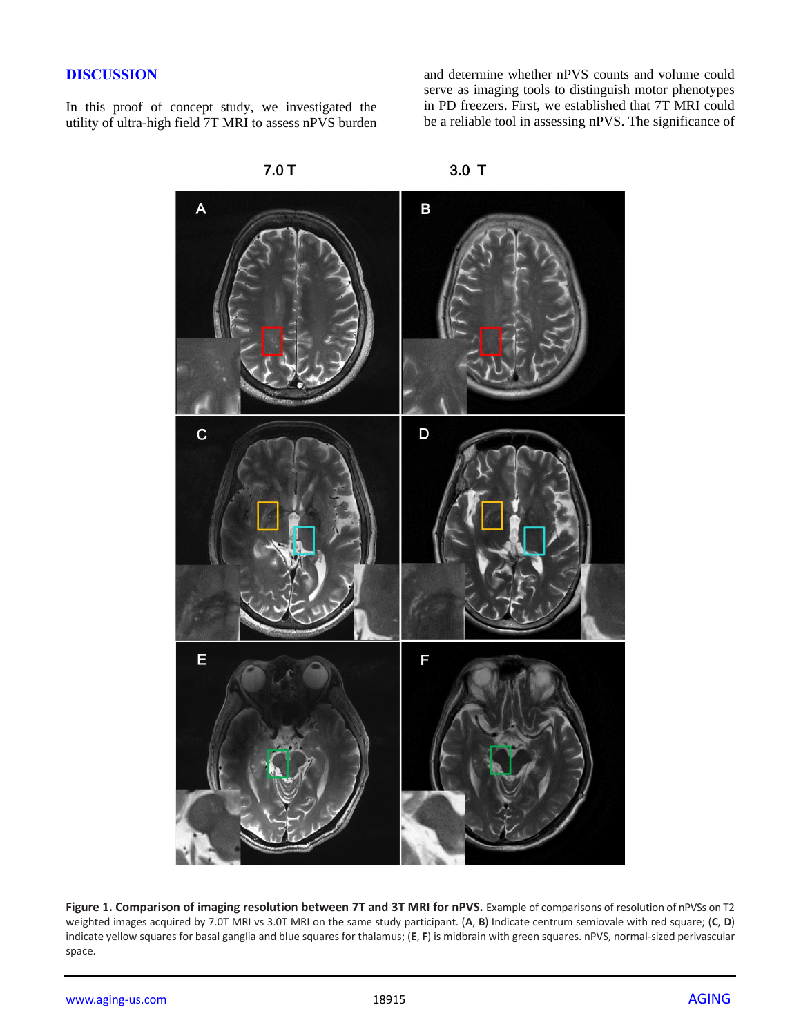## DISCUSSION

In this proof of concept study, we investigated the utility of ultra-high field 7T MRI to assess nPVS burden and determine whether nPVS counts and volume could serve as imaging tools to distinguish motor phenotypes in PD freezers. First, we established that 7T MRI could be a reliable tool in assessing nPVS. The significance of

**Figure 1. Comparison of imaging resolution between 7T and 3T MRI for nPVS.** Example of comparisons of resolution of nPVSs on T2 weighted images acquired by 7.0T MRI vs 3.0T MRI on the same study participant. (**A**, **B**) Indicate centrum semiovale with red square; (**C**, **D**) indicate yellow squares for basal ganglia and blue squares for thalamus; (**E**, **F**) is midbrain with green squares. nPVS, normal-sized perivascular space.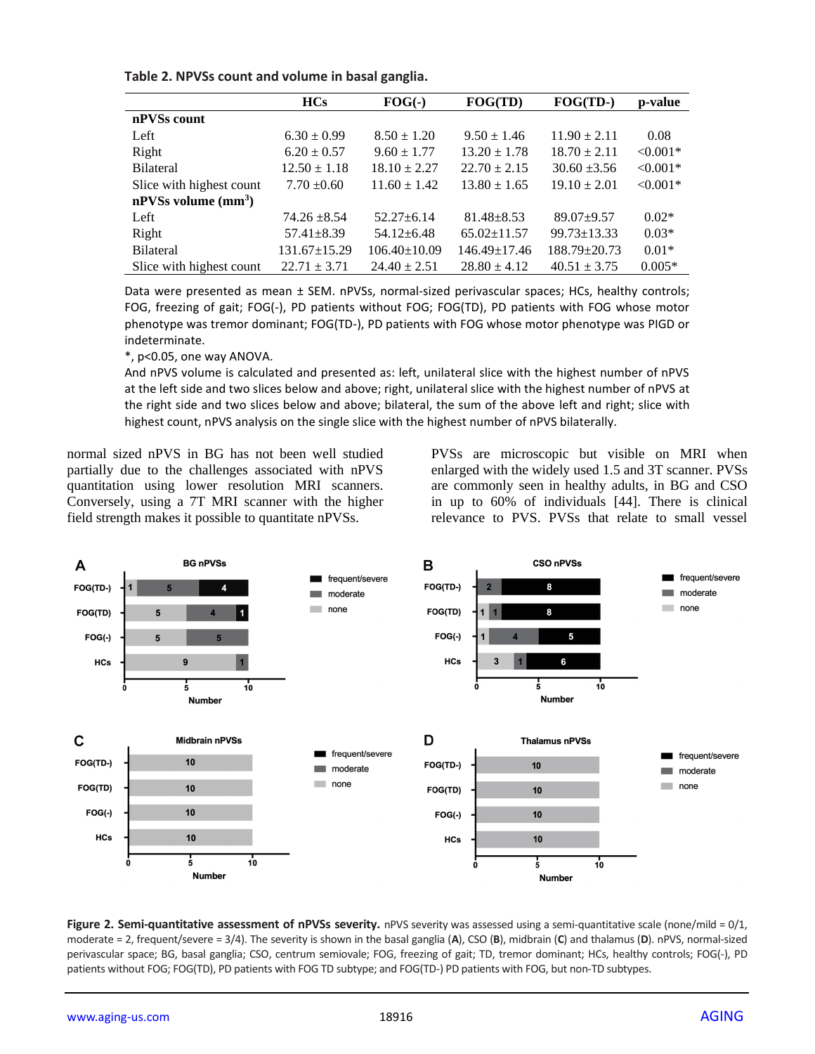**Table 2. NPVSs count and volume in basal ganglia.**

| | HCs | FOG(-) | FOG(TD) | FOG(TD-) | p-value |
|---|---|---|---|---|---|
| **nPVSs count** | | | | | |
| Left | 6.30 ± 0.99 | 8.50 ± 1.20 | 9.50 ± 1.46 | 11.90 ± 2.11 | 0.08 |
| Right | 6.20 ± 0.57 | 9.60 ± 1.77 | 13.20 ± 1.78 | 18.70 ± 2.11 | <0.001* |
| Bilateral | 12.50 ± 1.18 | 18.10 ± 2.27 | 22.70 ± 2.15 | 30.60 ±3.56 | <0.001* |
| Slice with highest count | 7.70 ±0.60 | 11.60 ± 1.42 | 13.80 ± 1.65 | 19.10 ± 2.01 | <0.001* |
| **nPVSs volume ($mm^3$)** | | | | | |
| Left | 74.26 ±8.54 | 52.27±6.14 | 81.48±8.53 | 89.07±9.57 | 0.02* |
| Right | 57.41±8.39 | 54.12±6.48 | 65.02±11.57 | 99.73±13.33 | 0.03* |
| Bilateral | 131.67±15.29 | 106.40±10.09 | 146.49±17.46 | 188.79±20.73 | 0.01* |
| Slice with highest count | 22.71 ± 3.71 | 24.40 ± 2.51 | 28.80 ± 4.12 | 40.51 ± 3.75 | 0.005* |

Data were presented as mean ± SEM. nPVSs, normal-sized perivascular spaces; HCs, healthy controls; FOG, freezing of gait; FOG(-), PD patients without FOG; FOG(TD), PD patients with FOG whose motor phenotype was tremor dominant; FOG(TD-), PD patients with FOG whose motor phenotype was PIGD or indeterminate.

*, p<0.05, one way ANOVA.

And nPVS volume is calculated and presented as: left, unilateral slice with the highest number of nPVS at the left side and two slices below and above; right, unilateral slice with the highest number of nPVS at the right side and two slices below and above; bilateral, the sum of the above left and right; slice with highest count, nPVS analysis on the single slice with the highest number of nPVS bilaterally.

normal sized nPVS in BG has not been well studied partially due to the challenges associated with nPVS quantitation using lower resolution MRI scanners. Conversely, using a 7T MRI scanner with the higher field strength makes it possible to quantitate nPVSs.

PVSs are microscopic but visible on MRI when enlarged with the widely used 1.5 and 3T scanner. PVSs are commonly seen in healthy adults, in BG and CSO in up to 60% of individuals [44]. There is clinical relevance to PVS. PVSs that relate to small vessel

**Figure 2. Semi-quantitative assessment of nPVSs severity.** nPVS severity was assessed using a semi-quantitative scale (none/mild = 0/1, moderate = 2, frequent/severe = 3/4). The severity is shown in the basal ganglia (**A**), CSO (**B**), midbrain (**C**) and thalamus (**D**). nPVS, normal-sized perivascular space; BG, basal ganglia; CSO, centrum semiovale; FOG, freezing of gait; TD, tremor dominant; HCs, healthy controls; FOG(-), PD patients without FOG; FOG(TD), PD patients with FOG TD subtype; and FOG(TD-) PD patients with FOG, but non-TD subtypes.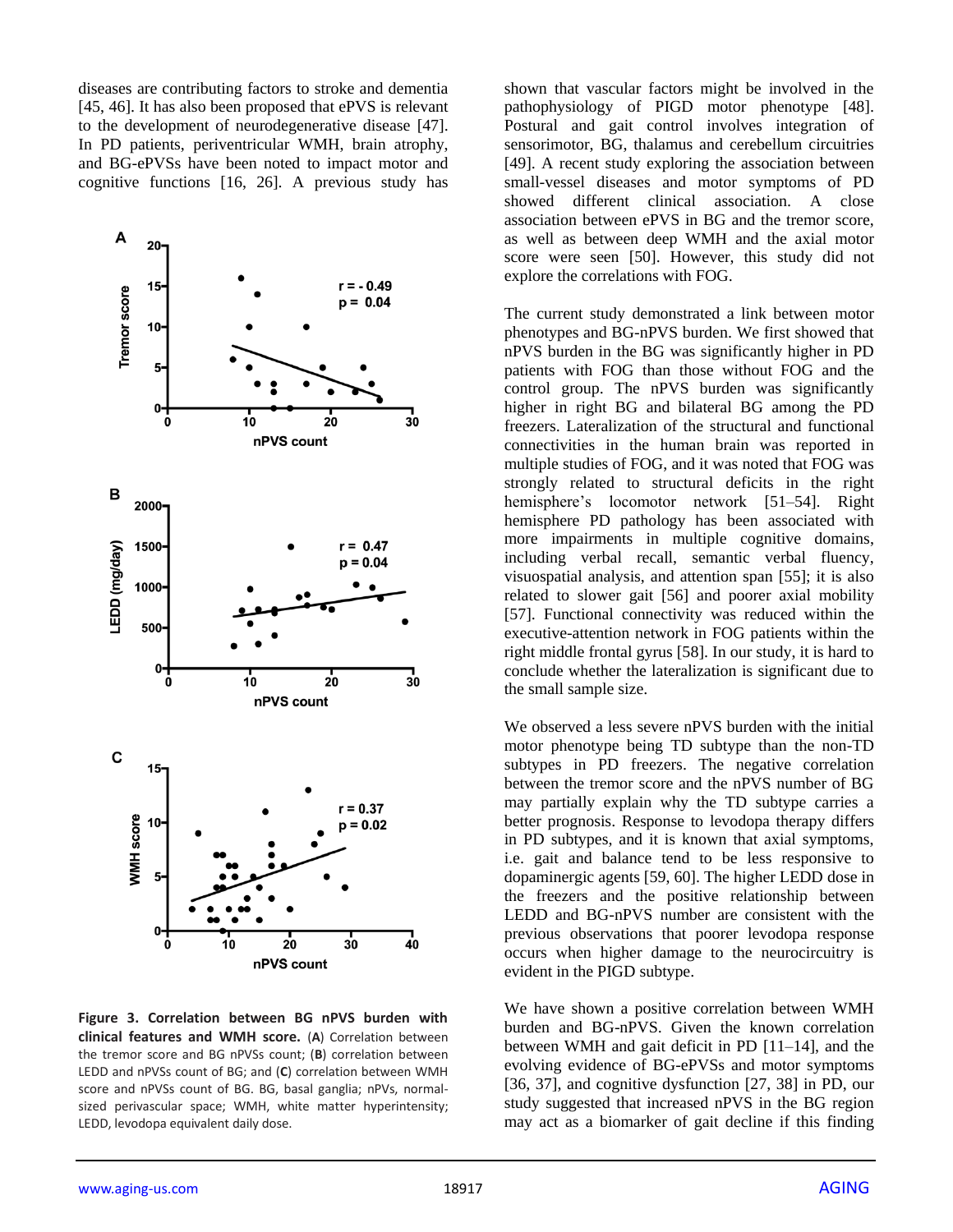diseases are contributing factors to stroke and dementia [45, 46]. It has also been proposed that ePVS is relevant to the development of neurodegenerative disease [47]. In PD patients, periventricular WMH, brain atrophy, and BG-ePVSs have been noted to impact motor and cognitive functions [16, 26]. A previous study has shown that vascular factors might be involved in the pathophysiology of PIGD motor phenotype [48]. Postural and gait control involves integration of sensorimotor, BG, thalamus and cerebellum circuitries [49]. A recent study exploring the association between small-vessel diseases and motor symptoms of PD showed different clinical association. A close association between ePVS in BG and the tremor score, as well as between deep WMH and the axial motor score were seen [50]. However, this study did not explore the correlations with FOG.

**Figure 3. Correlation between BG nPVS burden with clinical features and WMH score.** (**A**) Correlation between the tremor score and BG nPVSs count; (**B**) correlation between LEDD and nPVSs count of BG; and (**C**) correlation between WMH score and nPVSs count of BG. BG, basal ganglia; nPVs, normal-sized perivascular space; WMH, white matter hyperintensity; LEDD, levodopa equivalent daily dose.

The current study demonstrated a link between motor phenotypes and BG-nPVS burden. We first showed that nPVS burden in the BG was significantly higher in PD patients with FOG than those without FOG and the control group. The nPVS burden was significantly higher in right BG and bilateral BG among the PD freezers. Lateralization of the structural and functional connectivities in the human brain was reported in multiple studies of FOG, and it was noted that FOG was strongly related to structural deficits in the right hemisphere's locomotor network [51–54]. Right hemisphere PD pathology has been associated with more impairments in multiple cognitive domains, including verbal recall, semantic verbal fluency, visuospatial analysis, and attention span [55]; it is also related to slower gait [56] and poorer axial mobility [57]. Functional connectivity was reduced within the executive-attention network in FOG patients within the right middle frontal gyrus [58]. In our study, it is hard to conclude whether the lateralization is significant due to the small sample size.

We observed a less severe nPVS burden with the initial motor phenotype being TD subtype than the non-TD subtypes in PD freezers. The negative correlation between the tremor score and the nPVS number of BG may partially explain why the TD subtype carries a better prognosis. Response to levodopa therapy differs in PD subtypes, and it is known that axial symptoms, i.e. gait and balance tend to be less responsive to dopaminergic agents [59, 60]. The higher LEDD dose in the freezers and the positive relationship between LEDD and BG-nPVS number are consistent with the previous observations that poorer levodopa response occurs when higher damage to the neurocircuitry is evident in the PIGD subtype.

We have shown a positive correlation between WMH burden and BG-nPVS. Given the known correlation between WMH and gait deficit in PD [11–14], and the evolving evidence of BG-ePVSs and motor symptoms [36, 37], and cognitive dysfunction [27, 38] in PD, our study suggested that increased nPVS in the BG region may act as a biomarker of gait decline if this finding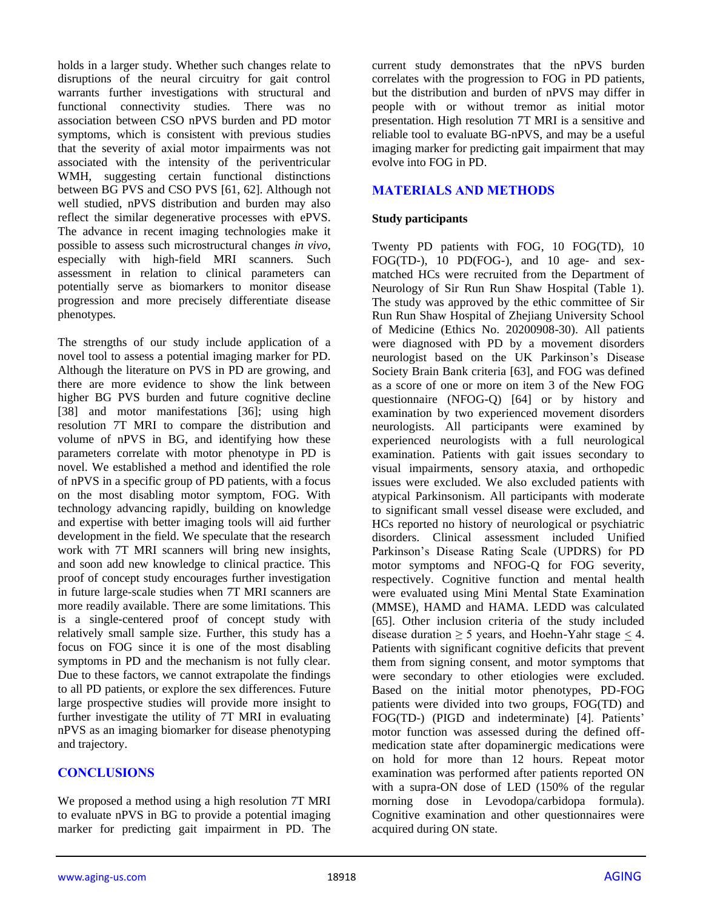holds in a larger study. Whether such changes relate to disruptions of the neural circuitry for gait control warrants further investigations with structural and functional connectivity studies. There was no association between CSO nPVS burden and PD motor symptoms, which is consistent with previous studies that the severity of axial motor impairments was not associated with the intensity of the periventricular WMH, suggesting certain functional distinctions between BG PVS and CSO PVS [61, 62]. Although not well studied, nPVS distribution and burden may also reflect the similar degenerative processes with ePVS. The advance in recent imaging technologies make it possible to assess such microstructural changes *in vivo*, especially with high-field MRI scanners. Such assessment in relation to clinical parameters can potentially serve as biomarkers to monitor disease progression and more precisely differentiate disease phenotypes.

The strengths of our study include application of a novel tool to assess a potential imaging marker for PD. Although the literature on PVS in PD are growing, and there are more evidence to show the link between higher BG PVS burden and future cognitive decline [38] and motor manifestations [36]; using high resolution 7T MRI to compare the distribution and volume of nPVS in BG, and identifying how these parameters correlate with motor phenotype in PD is novel. We established a method and identified the role of nPVS in a specific group of PD patients, with a focus on the most disabling motor symptom, FOG. With technology advancing rapidly, building on knowledge and expertise with better imaging tools will aid further development in the field. We speculate that the research work with 7T MRI scanners will bring new insights, and soon add new knowledge to clinical practice. This proof of concept study encourages further investigation in future large-scale studies when 7T MRI scanners are more readily available. There are some limitations. This is a single-centered proof of concept study with relatively small sample size. Further, this study has a focus on FOG since it is one of the most disabling symptoms in PD and the mechanism is not fully clear. Due to these factors, we cannot extrapolate the findings to all PD patients, or explore the sex differences. Future large prospective studies will provide more insight to further investigate the utility of 7T MRI in evaluating nPVS as an imaging biomarker for disease phenotyping and trajectory.

## CONCLUSIONS

We proposed a method using a high resolution 7T MRI to evaluate nPVS in BG to provide a potential imaging marker for predicting gait impairment in PD. The current study demonstrates that the nPVS burden correlates with the progression to FOG in PD patients, but the distribution and burden of nPVS may differ in people with or without tremor as initial motor presentation. High resolution 7T MRI is a sensitive and reliable tool to evaluate BG-nPVS, and may be a useful imaging marker for predicting gait impairment that may evolve into FOG in PD.

## MATERIALS AND METHODS

### Study participants

Twenty PD patients with FOG, 10 FOG(TD), 10 FOG(TD-), 10 PD(FOG-), and 10 age- and sex-matched HCs were recruited from the Department of Neurology of Sir Run Run Shaw Hospital (Table 1). The study was approved by the ethic committee of Sir Run Run Shaw Hospital of Zhejiang University School of Medicine (Ethics No. 20200908-30). All patients were diagnosed with PD by a movement disorders neurologist based on the UK Parkinson's Disease Society Brain Bank criteria [63], and FOG was defined as a score of one or more on item 3 of the New FOG questionnaire (NFOG-Q) [64] or by history and examination by two experienced movement disorders neurologists. All participants were examined by experienced neurologists with a full neurological examination. Patients with gait issues secondary to visual impairments, sensory ataxia, and orthopedic issues were excluded. We also excluded patients with atypical Parkinsonism. All participants with moderate to significant small vessel disease were excluded, and HCs reported no history of neurological or psychiatric disorders. Clinical assessment included Unified Parkinson's Disease Rating Scale (UPDRS) for PD motor symptoms and NFOG-Q for FOG severity, respectively. Cognitive function and mental health were evaluated using Mini Mental State Examination (MMSE), HAMD and HAMA. LEDD was calculated [65]. Other inclusion criteria of the study included disease duration $\geq$ 5 years, and Hoehn-Yahr stage $\leq$ 4. Patients with significant cognitive deficits that prevent them from signing consent, and motor symptoms that were secondary to other etiologies were excluded. Based on the initial motor phenotypes, PD-FOG patients were divided into two groups, FOG(TD) and FOG(TD-) (PIGD and indeterminate) [4]. Patients' motor function was assessed during the defined off-medication state after dopaminergic medications were on hold for more than 12 hours. Repeat motor examination was performed after patients reported ON with a supra-ON dose of LED (150% of the regular morning dose in Levodopa/carbidopa formula). Cognitive examination and other questionnaires were acquired during ON state.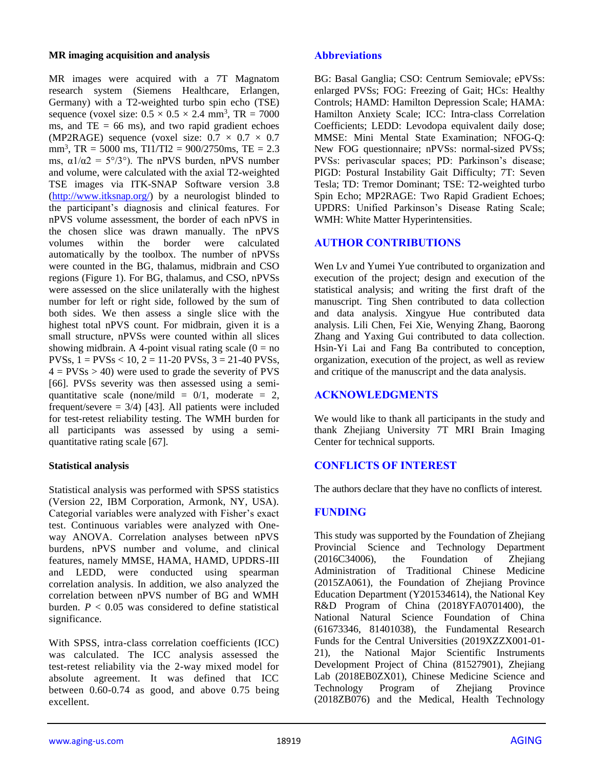### MR imaging acquisition and analysis

MR images were acquired with a 7T Magnatom research system (Siemens Healthcare, Erlangen, Germany) with a T2-weighted turbo spin echo (TSE) sequence (voxel size: $0.5 \times 0.5 \times 2.4$ mm$^3$, TR = 7000 ms, and TE = 66 ms), and two rapid gradient echoes (MP2RAGE) sequence (voxel size: $0.7 \times 0.7 \times 0.7$ mm$^3$, TR = 5000 ms, TI1/TI2 = 900/2750ms, TE = 2.3 ms, $\alpha 1/\alpha 2 = 5°/3°$). The nPVS burden, nPVS number and volume, were calculated with the axial T2-weighted TSE images via ITK-SNAP Software version 3.8 (http://www.itksnap.org/) by a neurologist blinded to the participant's diagnosis and clinical features. For nPVS volume assessment, the border of each nPVS in the chosen slice was drawn manually. The nPVS volumes within the border were calculated automatically by the toolbox. The number of nPVSs were counted in the BG, thalamus, midbrain and CSO regions (Figure 1). For BG, thalamus, and CSO, nPVSs were assessed on the slice unilaterally with the highest number for left or right side, followed by the sum of both sides. We then assess a single slice with the highest total nPVS count. For midbrain, given it is a small structure, nPVSs were counted within all slices showing midbrain. A 4-point visual rating scale (0 = no PVSs, 1 = PVSs < 10, 2 = 11-20 PVSs, 3 = 21-40 PVSs, 4 = PVSs > 40) were used to grade the severity of PVS [66]. PVSs severity was then assessed using a semi-quantitative scale (none/mild = 0/1, moderate = 2, frequent/severe = 3/4) [43]. All patients were included for test-retest reliability testing. The WMH burden for all participants was assessed by using a semi-quantitative rating scale [67].

### Statistical analysis

Statistical analysis was performed with SPSS statistics (Version 22, IBM Corporation, Armonk, NY, USA). Categorial variables were analyzed with Fisher's exact test. Continuous variables were analyzed with One-way ANOVA. Correlation analyses between nPVS burdens, nPVS number and volume, and clinical features, namely MMSE, HAMA, HAMD, UPDRS-III and LEDD, were conducted using spearman correlation analysis. In addition, we also analyzed the correlation between nPVS number of BG and WMH burden. $P < 0.05$ was considered to define statistical significance.

With SPSS, intra-class correlation coefficients (ICC) was calculated. The ICC analysis assessed the test-retest reliability via the 2-way mixed model for absolute agreement. It was defined that ICC between 0.60-0.74 as good, and above 0.75 being excellent.

## Abbreviations

BG: Basal Ganglia; CSO: Centrum Semiovale; ePVSs: enlarged PVSs; FOG: Freezing of Gait; HCs: Healthy Controls; HAMD: Hamilton Depression Scale; HAMA: Hamilton Anxiety Scale; ICC: Intra-class Correlation Coefficients; LEDD: Levodopa equivalent daily dose; MMSE: Mini Mental State Examination; NFOG-Q: New FOG questionnaire; nPVSs: normal-sized PVSs; PVSs: perivascular spaces; PD: Parkinson's disease; PIGD: Postural Instability Gait Difficulty; 7T: Seven Tesla; TD: Tremor Dominant; TSE: T2-weighted turbo Spin Echo; MP2RAGE: Two Rapid Gradient Echoes; UPDRS: Unified Parkinson's Disease Rating Scale; WMH: White Matter Hyperintensities.

## AUTHOR CONTRIBUTIONS

Wen Lv and Yumei Yue contributed to organization and execution of the project; design and execution of the statistical analysis; and writing the first draft of the manuscript. Ting Shen contributed to data collection and data analysis. Xingyue Hue contributed data analysis. Lili Chen, Fei Xie, Wenying Zhang, Baorong Zhang and Yaxing Gui contributed to data collection. Hsin-Yi Lai and Fang Ba contributed to conception, organization, execution of the project, as well as review and critique of the manuscript and the data analysis.

## ACKNOWLEDGMENTS

We would like to thank all participants in the study and thank Zhejiang University 7T MRI Brain Imaging Center for technical supports.

## CONFLICTS OF INTEREST

The authors declare that they have no conflicts of interest.

## FUNDING

This study was supported by the Foundation of Zhejiang Provincial Science and Technology Department (2016C34006), the Foundation of Zhejiang Administration of Traditional Chinese Medicine (2015ZA061), the Foundation of Zhejiang Province Education Department (Y201534614), the National Key R&D Program of China (2018YFA0701400), the National Natural Science Foundation of China (61673346, 81401038), the Fundamental Research Funds for the Central Universities (2019XZZX001-01-21), the National Major Scientific Instruments Development Project of China (81527901), Zhejiang Lab (2018EB0ZX01), Chinese Medicine Science and Technology Program of Zhejiang Province (2018ZB076) and the Medical, Health Technology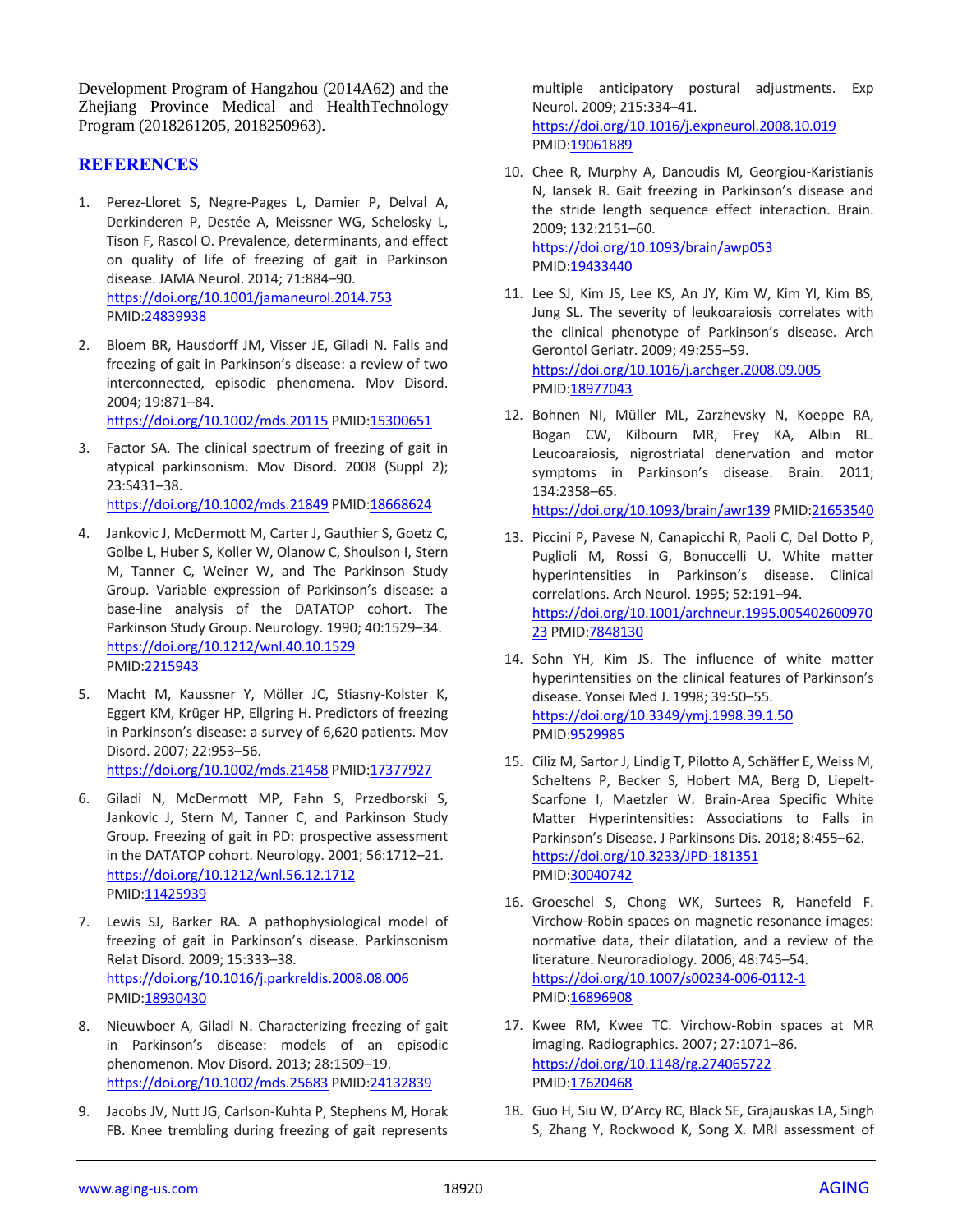Development Program of Hangzhou (2014A62) and the Zhejiang Province Medical and HealthTechnology Program (2018261205, 2018250963).

## REFERENCES

1. Perez-Lloret S, Negre-Pages L, Damier P, Delval A, Derkinderen P, Destée A, Meissner WG, Schelosky L, Tison F, Rascol O. Prevalence, determinants, and effect on quality of life of freezing of gait in Parkinson disease. JAMA Neurol. 2014; 71:884–90. https://doi.org/10.1001/jamaneurol.2014.753 PMID:24839938

2. Bloem BR, Hausdorff JM, Visser JE, Giladi N. Falls and freezing of gait in Parkinson's disease: a review of two interconnected, episodic phenomena. Mov Disord. 2004; 19:871–84. https://doi.org/10.1002/mds.20115 PMID:15300651

3. Factor SA. The clinical spectrum of freezing of gait in atypical parkinsonism. Mov Disord. 2008 (Suppl 2); 23:S431–38. https://doi.org/10.1002/mds.21849 PMID:18668624

4. Jankovic J, McDermott M, Carter J, Gauthier S, Goetz C, Golbe L, Huber S, Koller W, Olanow C, Shoulson I, Stern M, Tanner C, Weiner W, and The Parkinson Study Group. Variable expression of Parkinson's disease: a base-line analysis of the DATATOP cohort. The Parkinson Study Group. Neurology. 1990; 40:1529–34. https://doi.org/10.1212/wnl.40.10.1529 PMID:2215943

5. Macht M, Kaussner Y, Möller JC, Stiasny-Kolster K, Eggert KM, Krüger HP, Ellgring H. Predictors of freezing in Parkinson's disease: a survey of 6,620 patients. Mov Disord. 2007; 22:953–56. https://doi.org/10.1002/mds.21458 PMID:17377927

6. Giladi N, McDermott MP, Fahn S, Przedborski S, Jankovic J, Stern M, Tanner C, and Parkinson Study Group. Freezing of gait in PD: prospective assessment in the DATATOP cohort. Neurology. 2001; 56:1712–21. https://doi.org/10.1212/wnl.56.12.1712 PMID:11425939

7. Lewis SJ, Barker RA. A pathophysiological model of freezing of gait in Parkinson's disease. Parkinsonism Relat Disord. 2009; 15:333–38. https://doi.org/10.1016/j.parkreldis.2008.08.006 PMID:18930430

8. Nieuwboer A, Giladi N. Characterizing freezing of gait in Parkinson's disease: models of an episodic phenomenon. Mov Disord. 2013; 28:1509–19. https://doi.org/10.1002/mds.25683 PMID:24132839

9. Jacobs JV, Nutt JG, Carlson-Kuhta P, Stephens M, Horak FB. Knee trembling during freezing of gait represents multiple anticipatory postural adjustments. Exp Neurol. 2009; 215:334–41. https://doi.org/10.1016/j.expneurol.2008.10.019 PMID:19061889

10. Chee R, Murphy A, Danoudis M, Georgiou-Karistianis N, Iansek R. Gait freezing in Parkinson's disease and the stride length sequence effect interaction. Brain. 2009; 132:2151–60. https://doi.org/10.1093/brain/awp053 PMID:19433440

11. Lee SJ, Kim JS, Lee KS, An JY, Kim W, Kim YI, Kim BS, Jung SL. The severity of leukoaraiosis correlates with the clinical phenotype of Parkinson's disease. Arch Gerontol Geriatr. 2009; 49:255–59. https://doi.org/10.1016/j.archger.2008.09.005 PMID:18977043

12. Bohnen NI, Müller ML, Zarzhevsky N, Koeppe RA, Bogan CW, Kilbourn MR, Frey KA, Albin RL. Leucoaraiosis, nigrostriatal denervation and motor symptoms in Parkinson's disease. Brain. 2011; 134:2358–65. https://doi.org/10.1093/brain/awr139 PMID:21653540

13. Piccini P, Pavese N, Canapicchi R, Paoli C, Del Dotto P, Puglioli M, Rossi G, Bonuccelli U. White matter hyperintensities in Parkinson's disease. Clinical correlations. Arch Neurol. 1995; 52:191–94. https://doi.org/10.1001/archneur.1995.00540260097023 PMID:7848130

14. Sohn YH, Kim JS. The influence of white matter hyperintensities on the clinical features of Parkinson's disease. Yonsei Med J. 1998; 39:50–55. https://doi.org/10.3349/ymj.1998.39.1.50 PMID:9529985

15. Ciliz M, Sartor J, Lindig T, Pilotto A, Schäffer E, Weiss M, Scheltens P, Becker S, Hobert MA, Berg D, Liepelt-Scarfone I, Maetzler W. Brain-Area Specific White Matter Hyperintensities: Associations to Falls in Parkinson's Disease. J Parkinsons Dis. 2018; 8:455–62. https://doi.org/10.3233/JPD-181351 PMID:30040742

16. Groeschel S, Chong WK, Surtees R, Hanefeld F. Virchow-Robin spaces on magnetic resonance images: normative data, their dilatation, and a review of the literature. Neuroradiology. 2006; 48:745–54. https://doi.org/10.1007/s00234-006-0112-1 PMID:16896908

17. Kwee RM, Kwee TC. Virchow-Robin spaces at MR imaging. Radiographics. 2007; 27:1071–86. https://doi.org/10.1148/rg.274065722 PMID:17620468

18. Guo H, Siu W, D'Arcy RC, Black SE, Grajauskas LA, Singh S, Zhang Y, Rockwood K, Song X. MRI assessment of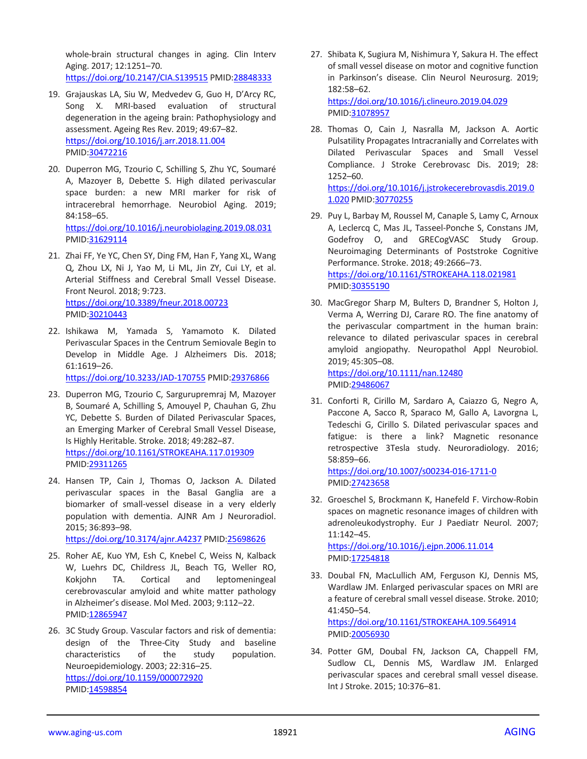whole-brain structural changes in aging. Clin Interv Aging. 2017; 12:1251–70. https://doi.org/10.2147/CIA.S139515 PMID:28848333

19. Grajauskas LA, Siu W, Medvedev G, Guo H, D'Arcy RC, Song X. MRI-based evaluation of structural degeneration in the ageing brain: Pathophysiology and assessment. Ageing Res Rev. 2019; 49:67–82. https://doi.org/10.1016/j.arr.2018.11.004 PMID:30472216

20. Duperron MG, Tzourio C, Schilling S, Zhu YC, Soumaré A, Mazoyer B, Debette S. High dilated perivascular space burden: a new MRI marker for risk of intracerebral hemorrhage. Neurobiol Aging. 2019; 84:158–65. https://doi.org/10.1016/j.neurobiolaging.2019.08.031 PMID:31629114

21. Zhai FF, Ye YC, Chen SY, Ding FM, Han F, Yang XL, Wang Q, Zhou LX, Ni J, Yao M, Li ML, Jin ZY, Cui LY, et al. Arterial Stiffness and Cerebral Small Vessel Disease. Front Neurol. 2018; 9:723. https://doi.org/10.3389/fneur.2018.00723 PMID:30210443

22. Ishikawa M, Yamada S, Yamamoto K. Dilated Perivascular Spaces in the Centrum Semiovale Begin to Develop in Middle Age. J Alzheimers Dis. 2018; 61:1619–26. https://doi.org/10.3233/JAD-170755 PMID:29376866

23. Duperron MG, Tzourio C, Sargurupremraj M, Mazoyer B, Soumaré A, Schilling S, Amouyel P, Chauhan G, Zhu YC, Debette S. Burden of Dilated Perivascular Spaces, an Emerging Marker of Cerebral Small Vessel Disease, Is Highly Heritable. Stroke. 2018; 49:282–87. https://doi.org/10.1161/STROKEAHA.117.019309 PMID:29311265

24. Hansen TP, Cain J, Thomas O, Jackson A. Dilated perivascular spaces in the Basal Ganglia are a biomarker of small-vessel disease in a very elderly population with dementia. AJNR Am J Neuroradiol. 2015; 36:893–98. https://doi.org/10.3174/ajnr.A4237 PMID:25698626

25. Roher AE, Kuo YM, Esh C, Knebel C, Weiss N, Kalback W, Luehrs DC, Childress JL, Beach TG, Weller RO, Kokjohn TA. Cortical and leptomeningeal cerebrovascular amyloid and white matter pathology in Alzheimer's disease. Mol Med. 2003; 9:112–22. PMID:12865947

26. 3C Study Group. Vascular factors and risk of dementia: design of the Three-City Study and baseline characteristics of the study population. Neuroepidemiology. 2003; 22:316–25. https://doi.org/10.1159/000072920 PMID:14598854

27. Shibata K, Sugiura M, Nishimura Y, Sakura H. The effect of small vessel disease on motor and cognitive function in Parkinson's disease. Clin Neurol Neurosurg. 2019; 182:58–62. https://doi.org/10.1016/j.clineuro.2019.04.029 PMID:31078957

28. Thomas O, Cain J, Nasralla M, Jackson A. Aortic Pulsatility Propagates Intracranially and Correlates with Dilated Perivascular Spaces and Small Vessel Compliance. J Stroke Cerebrovasc Dis. 2019; 28:1252–60. https://doi.org/10.1016/j.jstrokecerebrovasdis.2019.01.020 PMID:30770255

29. Puy L, Barbay M, Roussel M, Canaple S, Lamy C, Arnoux A, Leclercq C, Mas JL, Tasseel-Ponche S, Constans JM, Godefroy O, and GRECogVASC Study Group. Neuroimaging Determinants of Poststroke Cognitive Performance. Stroke. 2018; 49:2666–73. https://doi.org/10.1161/STROKEAHA.118.021981 PMID:30355190

30. MacGregor Sharp M, Bulters D, Brandner S, Holton J, Verma A, Werring DJ, Carare RO. The fine anatomy of the perivascular compartment in the human brain: relevance to dilated perivascular spaces in cerebral amyloid angiopathy. Neuropathol Appl Neurobiol. 2019; 45:305–08. https://doi.org/10.1111/nan.12480 PMID:29486067

31. Conforti R, Cirillo M, Sardaro A, Caiazzo G, Negro A, Paccone A, Sacco R, Sparaco M, Gallo A, Lavorgna L, Tedeschi G, Cirillo S. Dilated perivascular spaces and fatigue: is there a link? Magnetic resonance retrospective 3Tesla study. Neuroradiology. 2016; 58:859–66. https://doi.org/10.1007/s00234-016-1711-0 PMID:27423658

32. Groeschel S, Brockmann K, Hanefeld F. Virchow-Robin spaces on magnetic resonance images of children with adrenoleukodystrophy. Eur J Paediatr Neurol. 2007; 11:142–45. https://doi.org/10.1016/j.ejpn.2006.11.014 PMID:17254818

33. Doubal FN, MacLullich AM, Ferguson KJ, Dennis MS, Wardlaw JM. Enlarged perivascular spaces on MRI are a feature of cerebral small vessel disease. Stroke. 2010; 41:450–54. https://doi.org/10.1161/STROKEAHA.109.564914 PMID:20056930

34. Potter GM, Doubal FN, Jackson CA, Chappell FM, Sudlow CL, Dennis MS, Wardlaw JM. Enlarged perivascular spaces and cerebral small vessel disease. Int J Stroke. 2015; 10:376–81.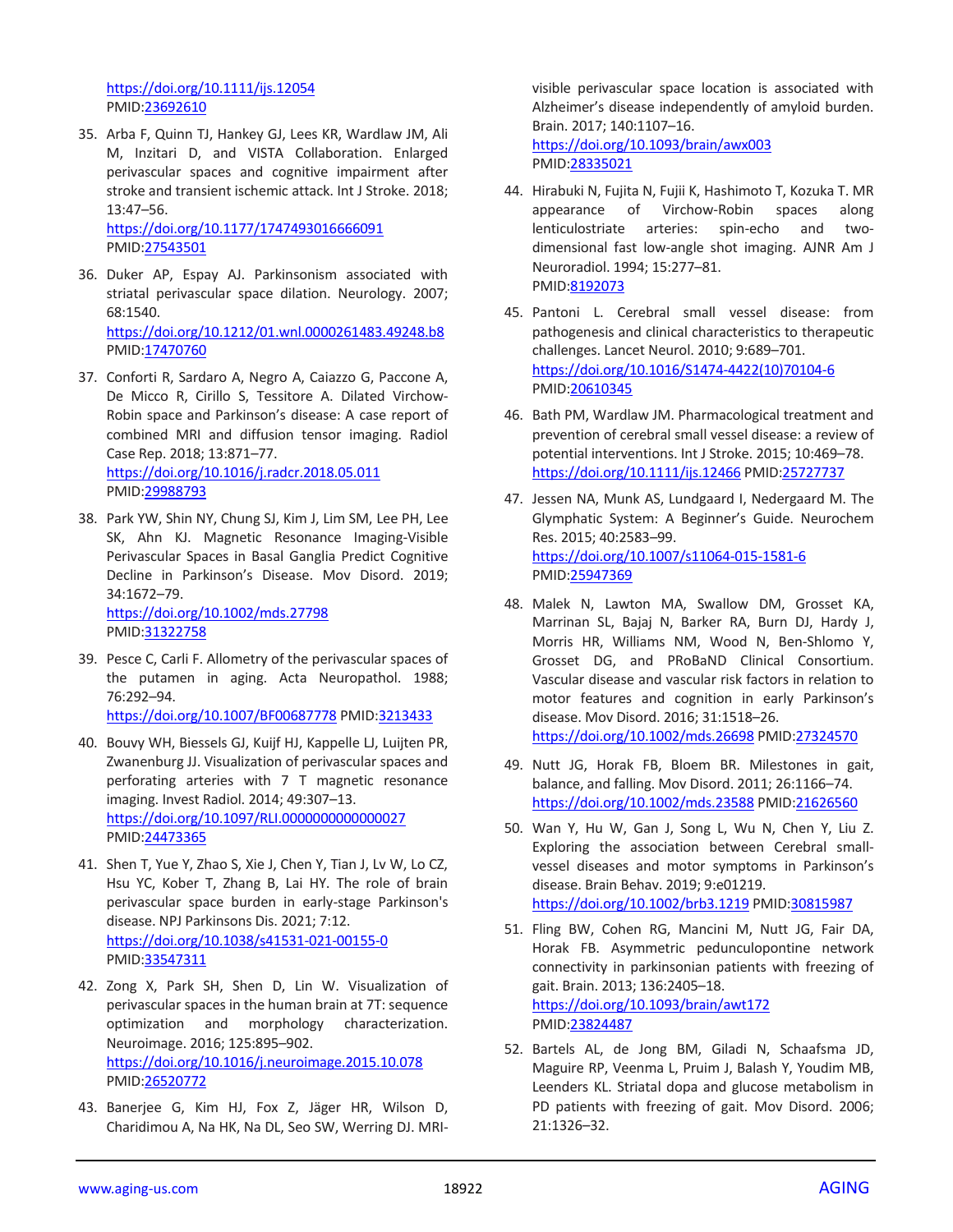https://doi.org/10.1111/ijs.12054
PMID:23692610

35. Arba F, Quinn TJ, Hankey GJ, Lees KR, Wardlaw JM, Ali M, Inzitari D, and VISTA Collaboration. Enlarged perivascular spaces and cognitive impairment after stroke and transient ischemic attack. Int J Stroke. 2018; 13:47–56.
https://doi.org/10.1177/1747493016666091
PMID:27543501

36. Duker AP, Espay AJ. Parkinsonism associated with striatal perivascular space dilation. Neurology. 2007; 68:1540.
https://doi.org/10.1212/01.wnl.0000261483.49248.b8
PMID:17470760

37. Conforti R, Sardaro A, Negro A, Caiazzo G, Paccone A, De Micco R, Cirillo S, Tessitore A. Dilated Virchow-Robin space and Parkinson's disease: A case report of combined MRI and diffusion tensor imaging. Radiol Case Rep. 2018; 13:871–77.
https://doi.org/10.1016/j.radcr.2018.05.011
PMID:29988793

38. Park YW, Shin NY, Chung SJ, Kim J, Lim SM, Lee PH, Lee SK, Ahn KJ. Magnetic Resonance Imaging-Visible Perivascular Spaces in Basal Ganglia Predict Cognitive Decline in Parkinson's Disease. Mov Disord. 2019; 34:1672–79.
https://doi.org/10.1002/mds.27798
PMID:31322758

39. Pesce C, Carli F. Allometry of the perivascular spaces of the putamen in aging. Acta Neuropathol. 1988; 76:292–94.
https://doi.org/10.1007/BF00687778 PMID:3213433

40. Bouvy WH, Biessels GJ, Kuijf HJ, Kappelle LJ, Luijten PR, Zwanenburg JJ. Visualization of perivascular spaces and perforating arteries with 7 T magnetic resonance imaging. Invest Radiol. 2014; 49:307–13.
https://doi.org/10.1097/RLI.0000000000000027
PMID:24473365

41. Shen T, Yue Y, Zhao S, Xie J, Chen Y, Tian J, Lv W, Lo CZ, Hsu YC, Kober T, Zhang B, Lai HY. The role of brain perivascular space burden in early-stage Parkinson's disease. NPJ Parkinsons Dis. 2021; 7:12.
https://doi.org/10.1038/s41531-021-00155-0
PMID:33547311

42. Zong X, Park SH, Shen D, Lin W. Visualization of perivascular spaces in the human brain at 7T: sequence optimization and morphology characterization. Neuroimage. 2016; 125:895–902.
https://doi.org/10.1016/j.neuroimage.2015.10.078
PMID:26520772

43. Banerjee G, Kim HJ, Fox Z, Jäger HR, Wilson D, Charidimou A, Na HK, Na DL, Seo SW, Werring DJ. MRI-visible perivascular space location is associated with Alzheimer's disease independently of amyloid burden. Brain. 2017; 140:1107–16.
https://doi.org/10.1093/brain/awx003
PMID:28335021

44. Hirabuki N, Fujita N, Fujii K, Hashimoto T, Kozuka T. MR appearance of Virchow-Robin spaces along lenticulostriate arteries: spin-echo and two-dimensional fast low-angle shot imaging. AJNR Am J Neuroradiol. 1994; 15:277–81.
PMID:8192073

45. Pantoni L. Cerebral small vessel disease: from pathogenesis and clinical characteristics to therapeutic challenges. Lancet Neurol. 2010; 9:689–701.
https://doi.org/10.1016/S1474-4422(10)70104-6
PMID:20610345

46. Bath PM, Wardlaw JM. Pharmacological treatment and prevention of cerebral small vessel disease: a review of potential interventions. Int J Stroke. 2015; 10:469–78.
https://doi.org/10.1111/ijs.12466 PMID:25727737

47. Jessen NA, Munk AS, Lundgaard I, Nedergaard M. The Glymphatic System: A Beginner's Guide. Neurochem Res. 2015; 40:2583–99.
https://doi.org/10.1007/s11064-015-1581-6
PMID:25947369

48. Malek N, Lawton MA, Swallow DM, Grosset KA, Marrinan SL, Bajaj N, Barker RA, Burn DJ, Hardy J, Morris HR, Williams NM, Wood N, Ben-Shlomo Y, Grosset DG, and PRoBaND Clinical Consortium. Vascular disease and vascular risk factors in relation to motor features and cognition in early Parkinson's disease. Mov Disord. 2016; 31:1518–26.
https://doi.org/10.1002/mds.26698 PMID:27324570

49. Nutt JG, Horak FB, Bloem BR. Milestones in gait, balance, and falling. Mov Disord. 2011; 26:1166–74.
https://doi.org/10.1002/mds.23588 PMID:21626560

50. Wan Y, Hu W, Gan J, Song L, Wu N, Chen Y, Liu Z. Exploring the association between Cerebral small-vessel diseases and motor symptoms in Parkinson's disease. Brain Behav. 2019; 9:e01219.
https://doi.org/10.1002/brb3.1219 PMID:30815987

51. Fling BW, Cohen RG, Mancini M, Nutt JG, Fair DA, Horak FB. Asymmetric pedunculopontine network connectivity in parkinsonian patients with freezing of gait. Brain. 2013; 136:2405–18.
https://doi.org/10.1093/brain/awt172
PMID:23824487

52. Bartels AL, de Jong BM, Giladi N, Schaafsma JD, Maguire RP, Veenma L, Pruim J, Balash Y, Youdim MB, Leenders KL. Striatal dopa and glucose metabolism in PD patients with freezing of gait. Mov Disord. 2006; 21:1326–32.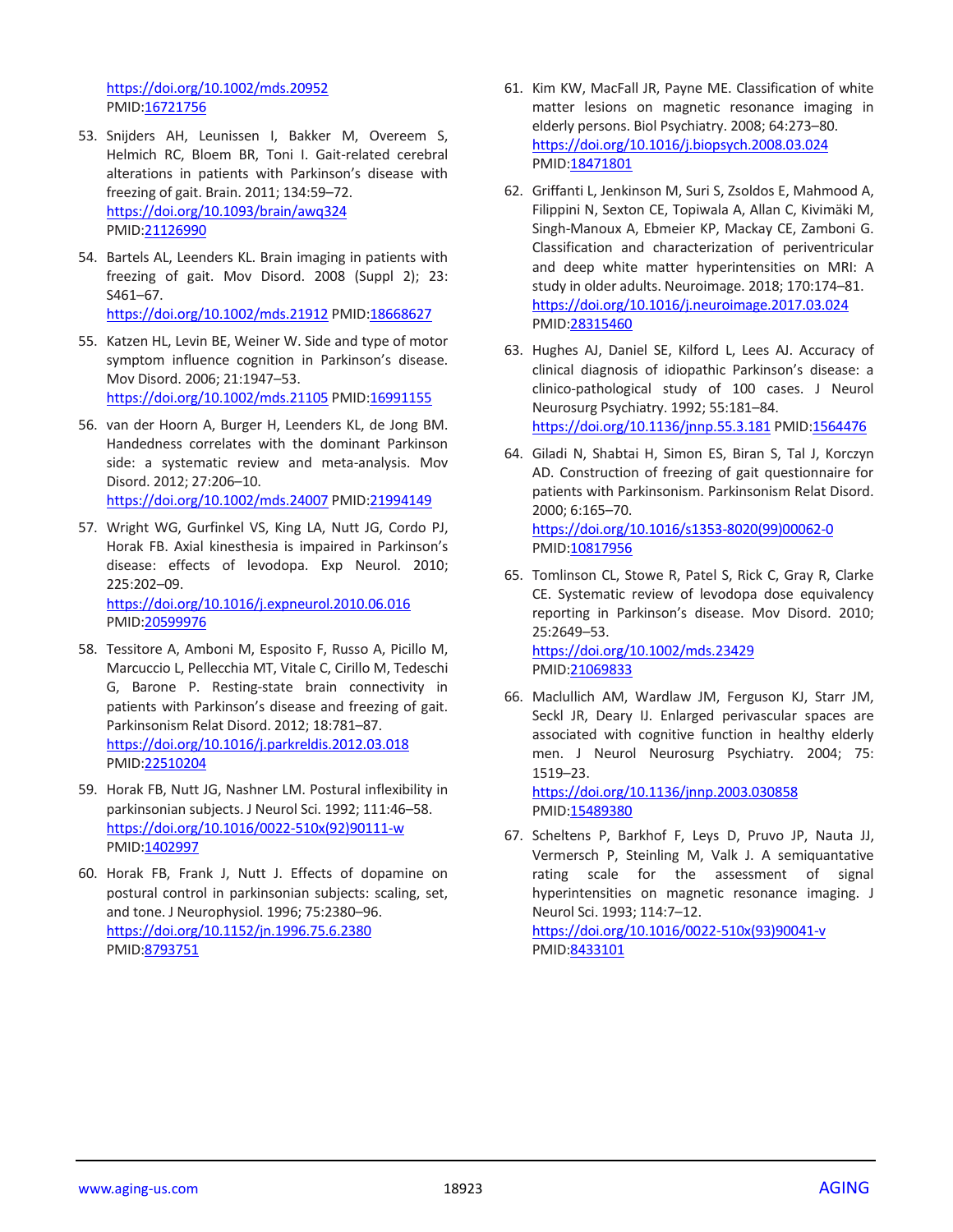https://doi.org/10.1002/mds.20952
PMID:16721756

53. Snijders AH, Leunissen I, Bakker M, Overeem S, Helmich RC, Bloem BR, Toni I. Gait-related cerebral alterations in patients with Parkinson's disease with freezing of gait. Brain. 2011; 134:59–72. https://doi.org/10.1093/brain/awq324 PMID:21126990

54. Bartels AL, Leenders KL. Brain imaging in patients with freezing of gait. Mov Disord. 2008 (Suppl 2); 23: S461–67. https://doi.org/10.1002/mds.21912 PMID:18668627

55. Katzen HL, Levin BE, Weiner W. Side and type of motor symptom influence cognition in Parkinson's disease. Mov Disord. 2006; 21:1947–53. https://doi.org/10.1002/mds.21105 PMID:16991155

56. van der Hoorn A, Burger H, Leenders KL, de Jong BM. Handedness correlates with the dominant Parkinson side: a systematic review and meta-analysis. Mov Disord. 2012; 27:206–10. https://doi.org/10.1002/mds.24007 PMID:21994149

57. Wright WG, Gurfinkel VS, King LA, Nutt JG, Cordo PJ, Horak FB. Axial kinesthesia is impaired in Parkinson's disease: effects of levodopa. Exp Neurol. 2010; 225:202–09. https://doi.org/10.1016/j.expneurol.2010.06.016 PMID:20599976

58. Tessitore A, Amboni M, Esposito F, Russo A, Picillo M, Marcuccio L, Pellecchia MT, Vitale C, Cirillo M, Tedeschi G, Barone P. Resting-state brain connectivity in patients with Parkinson's disease and freezing of gait. Parkinsonism Relat Disord. 2012; 18:781–87. https://doi.org/10.1016/j.parkreldis.2012.03.018 PMID:22510204

59. Horak FB, Nutt JG, Nashner LM. Postural inflexibility in parkinsonian subjects. J Neurol Sci. 1992; 111:46–58. https://doi.org/10.1016/0022-510x(92)90111-w PMID:1402997

60. Horak FB, Frank J, Nutt J. Effects of dopamine on postural control in parkinsonian subjects: scaling, set, and tone. J Neurophysiol. 1996; 75:2380–96. https://doi.org/10.1152/jn.1996.75.6.2380 PMID:8793751

61. Kim KW, MacFall JR, Payne ME. Classification of white matter lesions on magnetic resonance imaging in elderly persons. Biol Psychiatry. 2008; 64:273–80. https://doi.org/10.1016/j.biopsych.2008.03.024 PMID:18471801

62. Griffanti L, Jenkinson M, Suri S, Zsoldos E, Mahmood A, Filippini N, Sexton CE, Topiwala A, Allan C, Kivimäki M, Singh-Manoux A, Ebmeier KP, Mackay CE, Zamboni G. Classification and characterization of periventricular and deep white matter hyperintensities on MRI: A study in older adults. Neuroimage. 2018; 170:174–81. https://doi.org/10.1016/j.neuroimage.2017.03.024 PMID:28315460

63. Hughes AJ, Daniel SE, Kilford L, Lees AJ. Accuracy of clinical diagnosis of idiopathic Parkinson's disease: a clinico-pathological study of 100 cases. J Neurol Neurosurg Psychiatry. 1992; 55:181–84. https://doi.org/10.1136/jnnp.55.3.181 PMID:1564476

64. Giladi N, Shabtai H, Simon ES, Biran S, Tal J, Korczyn AD. Construction of freezing of gait questionnaire for patients with Parkinsonism. Parkinsonism Relat Disord. 2000; 6:165–70. https://doi.org/10.1016/s1353-8020(99)00062-0 PMID:10817956

65. Tomlinson CL, Stowe R, Patel S, Rick C, Gray R, Clarke CE. Systematic review of levodopa dose equivalency reporting in Parkinson's disease. Mov Disord. 2010; 25:2649–53. https://doi.org/10.1002/mds.23429 PMID:21069833

66. Maclullich AM, Wardlaw JM, Ferguson KJ, Starr JM, Seckl JR, Deary IJ. Enlarged perivascular spaces are associated with cognitive function in healthy elderly men. J Neurol Neurosurg Psychiatry. 2004; 75: 1519–23. https://doi.org/10.1136/jnnp.2003.030858 PMID:15489380

67. Scheltens P, Barkhof F, Leys D, Pruvo JP, Nauta JJ, Vermersch P, Steinling M, Valk J. A semiquantative rating scale for the assessment of signal hyperintensities on magnetic resonance imaging. J Neurol Sci. 1993; 114:7–12. https://doi.org/10.1016/0022-510x(93)90041-v PMID:8433101